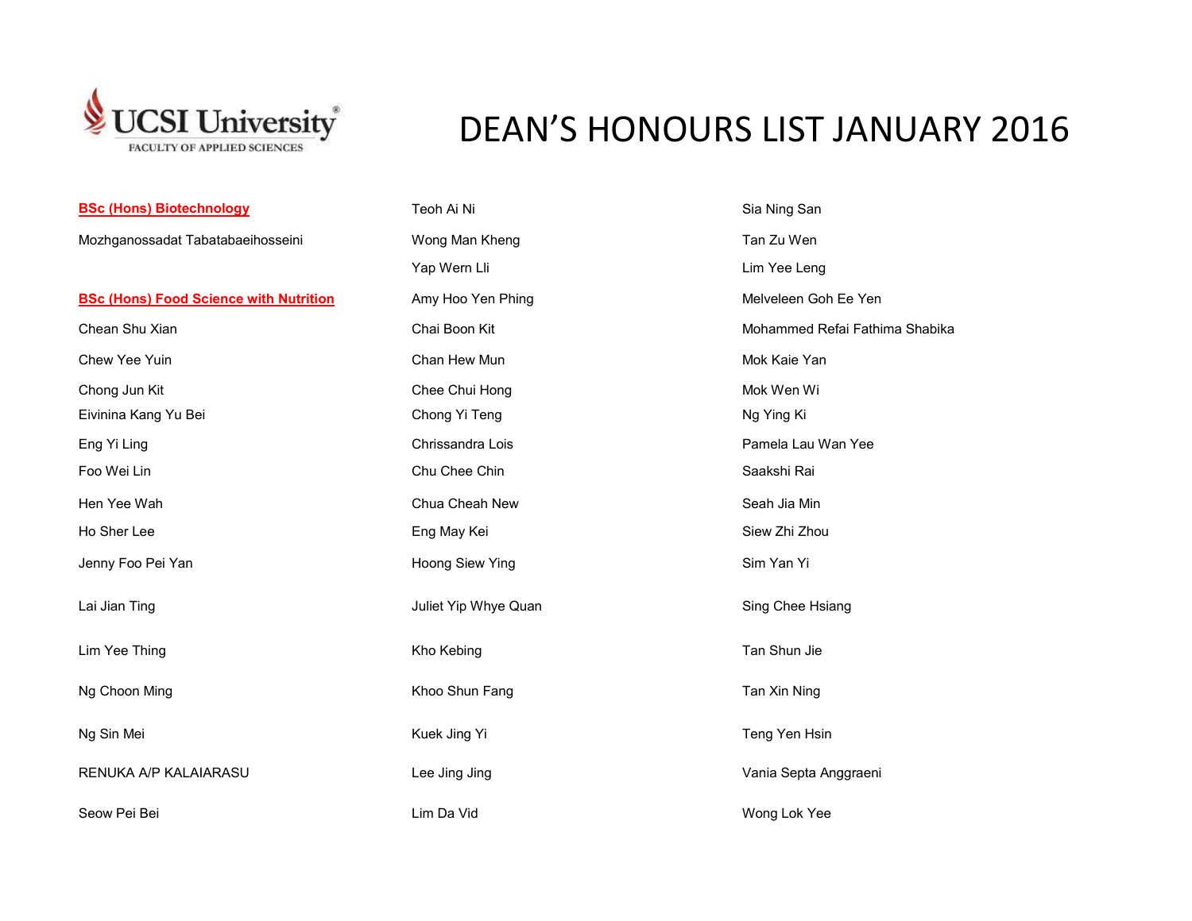UCSI University
FACULTY OF APPLIED SCIENCES

# DEAN'S HONOURS LIST JANUARY 2016

**BSc (Hons) Biotechnology**

Mozhganossadat Tabatabaeihosseini

**BSc (Hons) Food Science with Nutrition**

Chean Shu Xian

Chew Yee Yuin

Chong Jun Kit

Eivinina Kang Yu Bei

Eng Yi Ling

Foo Wei Lin

Hen Yee Wah

Ho Sher Lee

Jenny Foo Pei Yan

Lai Jian Ting

Lim Yee Thing

Ng Choon Ming

Ng Sin Mei

RENUKA A/P KALAIARASU

Seow Pei Bei

Teoh Ai Ni

Wong Man Kheng

Yap Wern Lli

Amy Hoo Yen Phing

Chai Boon Kit

Chan Hew Mun

Chee Chui Hong

Chong Yi Teng

Chrissandra Lois

Chu Chee Chin

Chua Cheah New

Eng May Kei

Hoong Siew Ying

Juliet Yip Whye Quan

Kho Kebing

Khoo Shun Fang

Kuek Jing Yi

Lee Jing Jing

Lim Da Vid

Sia Ning San

Tan Zu Wen

Lim Yee Leng

Melveleen Goh Ee Yen

Mohammed Refai Fathima Shabika

Mok Kaie Yan

Mok Wen Wi

Ng Ying Ki

Pamela Lau Wan Yee

Saakshi Rai

Seah Jia Min

Siew Zhi Zhou

Sim Yan Yi

Sing Chee Hsiang

Tan Shun Jie

Tan Xin Ning

Teng Yen Hsin

Vania Septa Anggraeni

Wong Lok Yee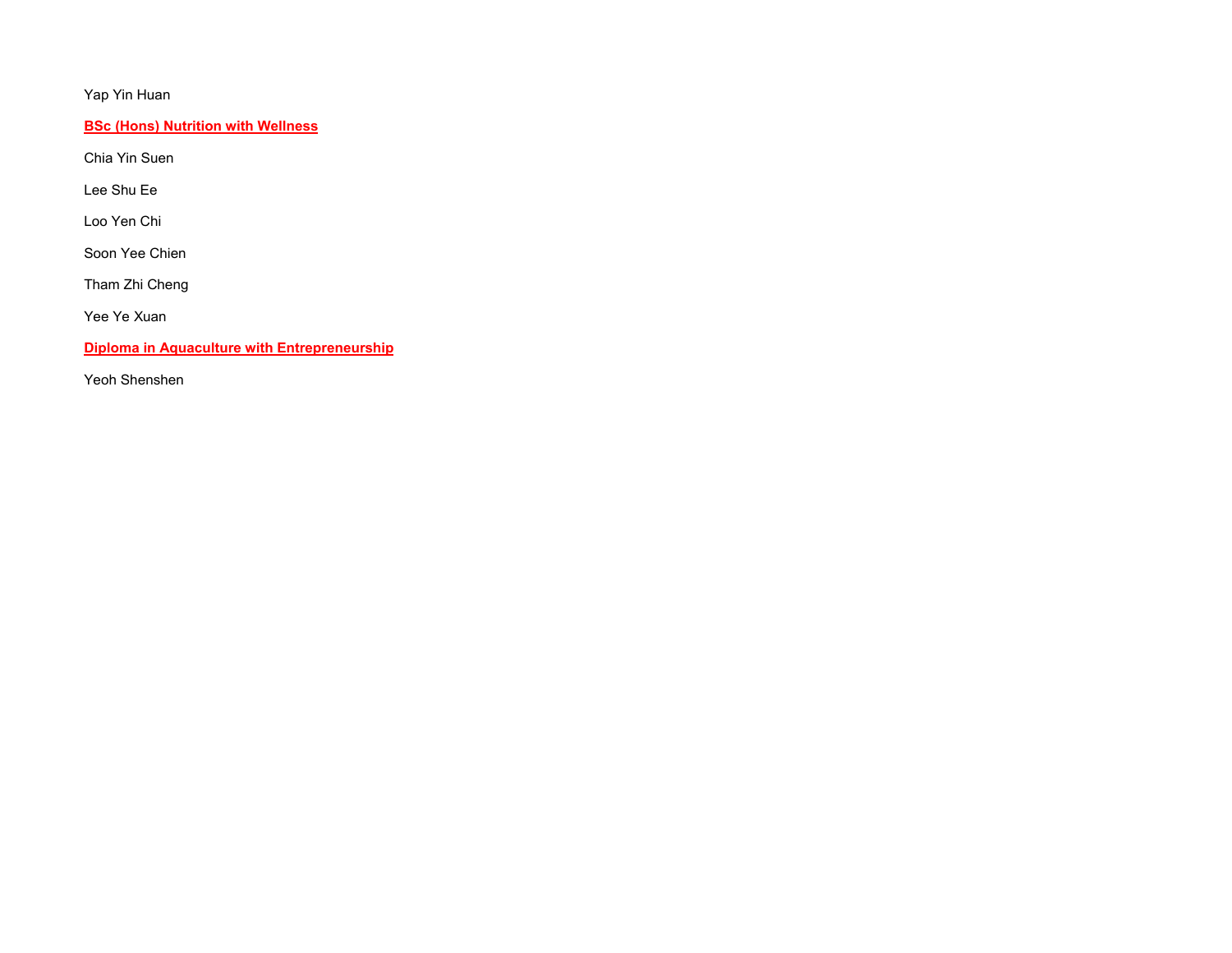Yap Yin Huan

**BSc (Hons) Nutrition with Wellness**

Chia Yin Suen

Lee Shu Ee

Loo Yen Chi

Soon Yee Chien

Tham Zhi Cheng

Yee Ye Xuan

**Diploma in Aquaculture with Entrepreneurship**

Yeoh Shenshen